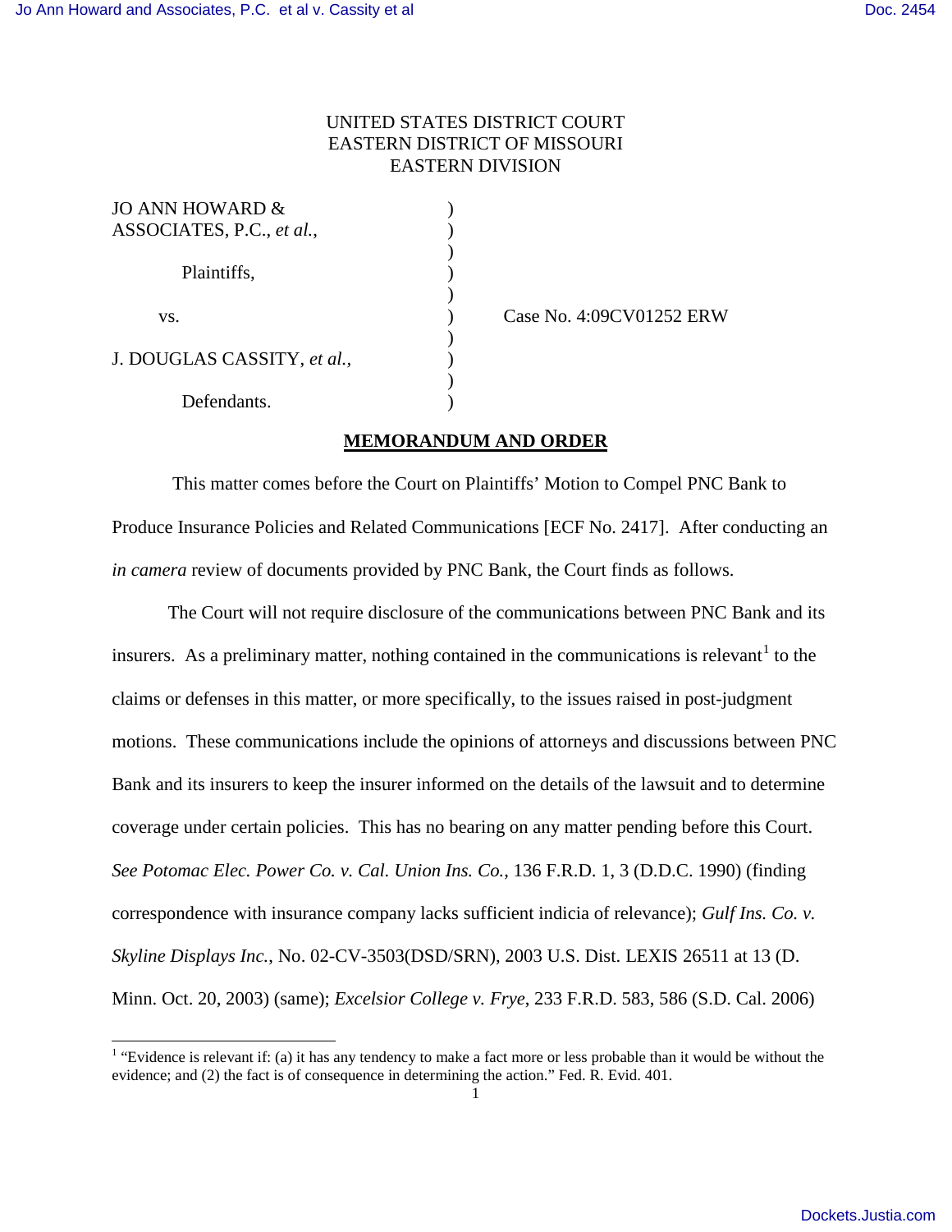UNITED STATES DISTRICT COURT
EASTERN DISTRICT OF MISSOURI
EASTERN DIVISION

| | | |
|---|---|---|
| JO ANN HOWARD & ASSOCIATES, P.C., *et al.*, | ) | |
| Plaintiffs, | ) | |
| vs. | ) | Case No. 4:09CV01252 ERW |
| J. DOUGLAS CASSITY, *et al.,* | ) | |
| Defendants. | ) | |

## MEMORANDUM AND ORDER

This matter comes before the Court on Plaintiffs' Motion to Compel PNC Bank to Produce Insurance Policies and Related Communications [ECF No. 2417]. After conducting an *in camera* review of documents provided by PNC Bank, the Court finds as follows.

The Court will not require disclosure of the communications between PNC Bank and its insurers. As a preliminary matter, nothing contained in the communications is relevant[1] to the claims or defenses in this matter, or more specifically, to the issues raised in post-judgment motions. These communications include the opinions of attorneys and discussions between PNC Bank and its insurers to keep the insurer informed on the details of the lawsuit and to determine coverage under certain policies. This has no bearing on any matter pending before this Court. *See Potomac Elec. Power Co. v. Cal. Union Ins. Co.*, 136 F.R.D. 1, 3 (D.D.C. 1990) (finding correspondence with insurance company lacks sufficient indicia of relevance); *Gulf Ins. Co. v. Skyline Displays Inc.*, No. 02-CV-3503(DSD/SRN), 2003 U.S. Dist. LEXIS 26511 at 13 (D. Minn. Oct. 20, 2003) (same); *Excelsior College v. Frye*, 233 F.R.D. 583, 586 (S.D. Cal. 2006)

[1] "Evidence is relevant if: (a) it has any tendency to make a fact more or less probable than it would be without the evidence; and (2) the fact is of consequence in determining the action." Fed. R. Evid. 401.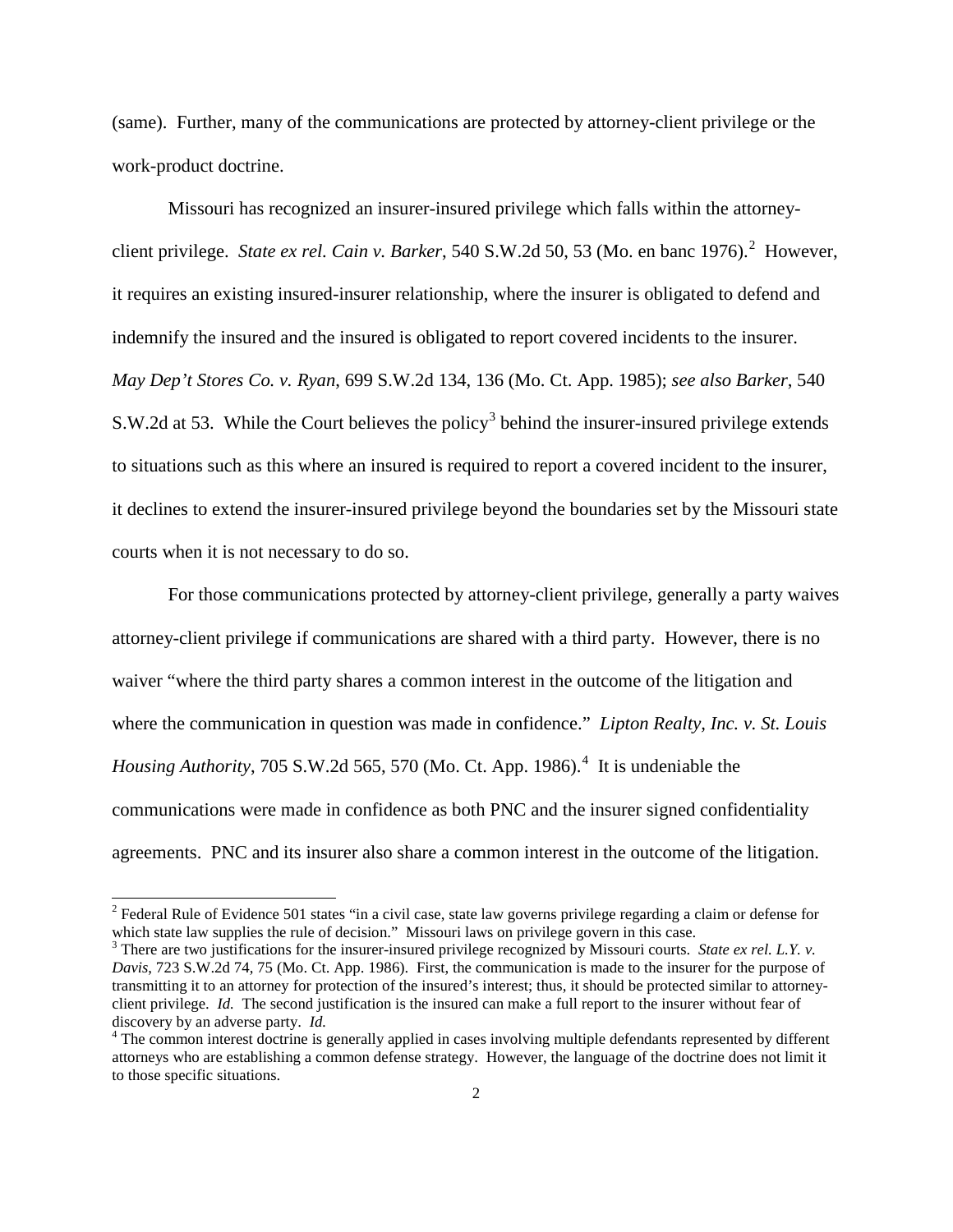(same). Further, many of the communications are protected by attorney-client privilege or the work-product doctrine.

Missouri has recognized an insurer-insured privilege which falls within the attorney-client privilege. *State ex rel. Cain v. Barker*, 540 S.W.2d 50, 53 (Mo. en banc 1976).[2] However, it requires an existing insured-insurer relationship, where the insurer is obligated to defend and indemnify the insured and the insured is obligated to report covered incidents to the insurer. *May Dep't Stores Co. v. Ryan*, 699 S.W.2d 134, 136 (Mo. Ct. App. 1985); *see also Barker*, 540 S.W.2d at 53. While the Court believes the policy[3] behind the insurer-insured privilege extends to situations such as this where an insured is required to report a covered incident to the insurer, it declines to extend the insurer-insured privilege beyond the boundaries set by the Missouri state courts when it is not necessary to do so.

For those communications protected by attorney-client privilege, generally a party waives attorney-client privilege if communications are shared with a third party. However, there is no waiver "where the third party shares a common interest in the outcome of the litigation and where the communication in question was made in confidence." *Lipton Realty, Inc. v. St. Louis Housing Authority*, 705 S.W.2d 565, 570 (Mo. Ct. App. 1986).[4] It is undeniable the communications were made in confidence as both PNC and the insurer signed confidentiality agreements. PNC and its insurer also share a common interest in the outcome of the litigation.

---

[2] Federal Rule of Evidence 501 states "in a civil case, state law governs privilege regarding a claim or defense for which state law supplies the rule of decision." Missouri laws on privilege govern in this case.

[3] There are two justifications for the insurer-insured privilege recognized by Missouri courts. *State ex rel. L.Y. v. Davis*, 723 S.W.2d 74, 75 (Mo. Ct. App. 1986). First, the communication is made to the insurer for the purpose of transmitting it to an attorney for protection of the insured's interest; thus, it should be protected similar to attorney-client privilege. *Id.* The second justification is the insured can make a full report to the insurer without fear of discovery by an adverse party. *Id.*

[4] The common interest doctrine is generally applied in cases involving multiple defendants represented by different attorneys who are establishing a common defense strategy. However, the language of the doctrine does not limit it to those specific situations.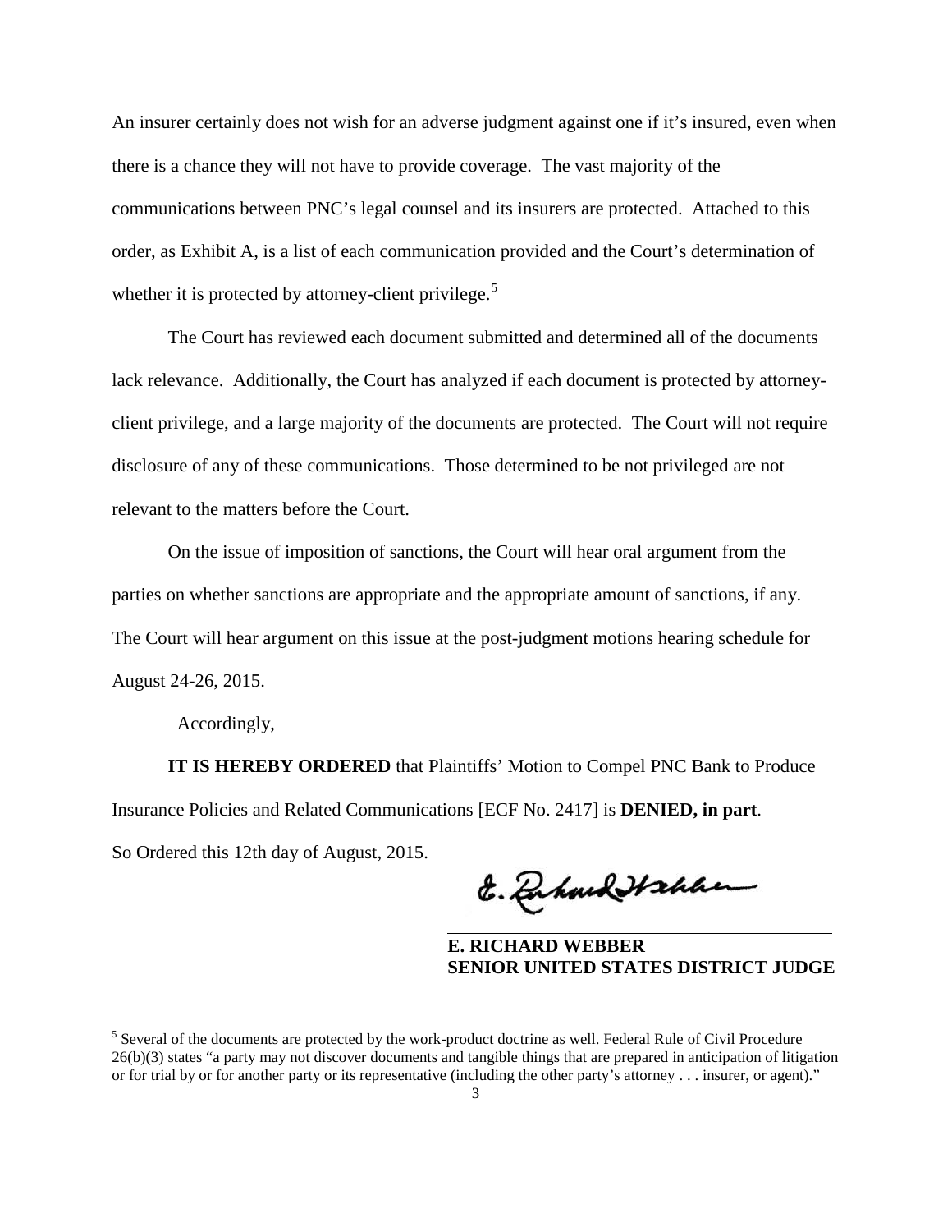An insurer certainly does not wish for an adverse judgment against one if it's insured, even when there is a chance they will not have to provide coverage. The vast majority of the communications between PNC's legal counsel and its insurers are protected. Attached to this order, as Exhibit A, is a list of each communication provided and the Court's determination of whether it is protected by attorney-client privilege.[5]

The Court has reviewed each document submitted and determined all of the documents lack relevance. Additionally, the Court has analyzed if each document is protected by attorney-client privilege, and a large majority of the documents are protected. The Court will not require disclosure of any of these communications. Those determined to be not privileged are not relevant to the matters before the Court.

On the issue of imposition of sanctions, the Court will hear oral argument from the parties on whether sanctions are appropriate and the appropriate amount of sanctions, if any. The Court will hear argument on this issue at the post-judgment motions hearing schedule for August 24-26, 2015.

Accordingly,

**IT IS HEREBY ORDERED** that Plaintiffs' Motion to Compel PNC Bank to Produce Insurance Policies and Related Communications [ECF No. 2417] is **DENIED, in part**.

So Ordered this 12th day of August, 2015.

**E. RICHARD WEBBER**
**SENIOR UNITED STATES DISTRICT JUDGE**

---

[5] Several of the documents are protected by the work-product doctrine as well. Federal Rule of Civil Procedure 26(b)(3) states "a party may not discover documents and tangible things that are prepared in anticipation of litigation or for trial by or for another party or its representative (including the other party's attorney . . . insurer, or agent)."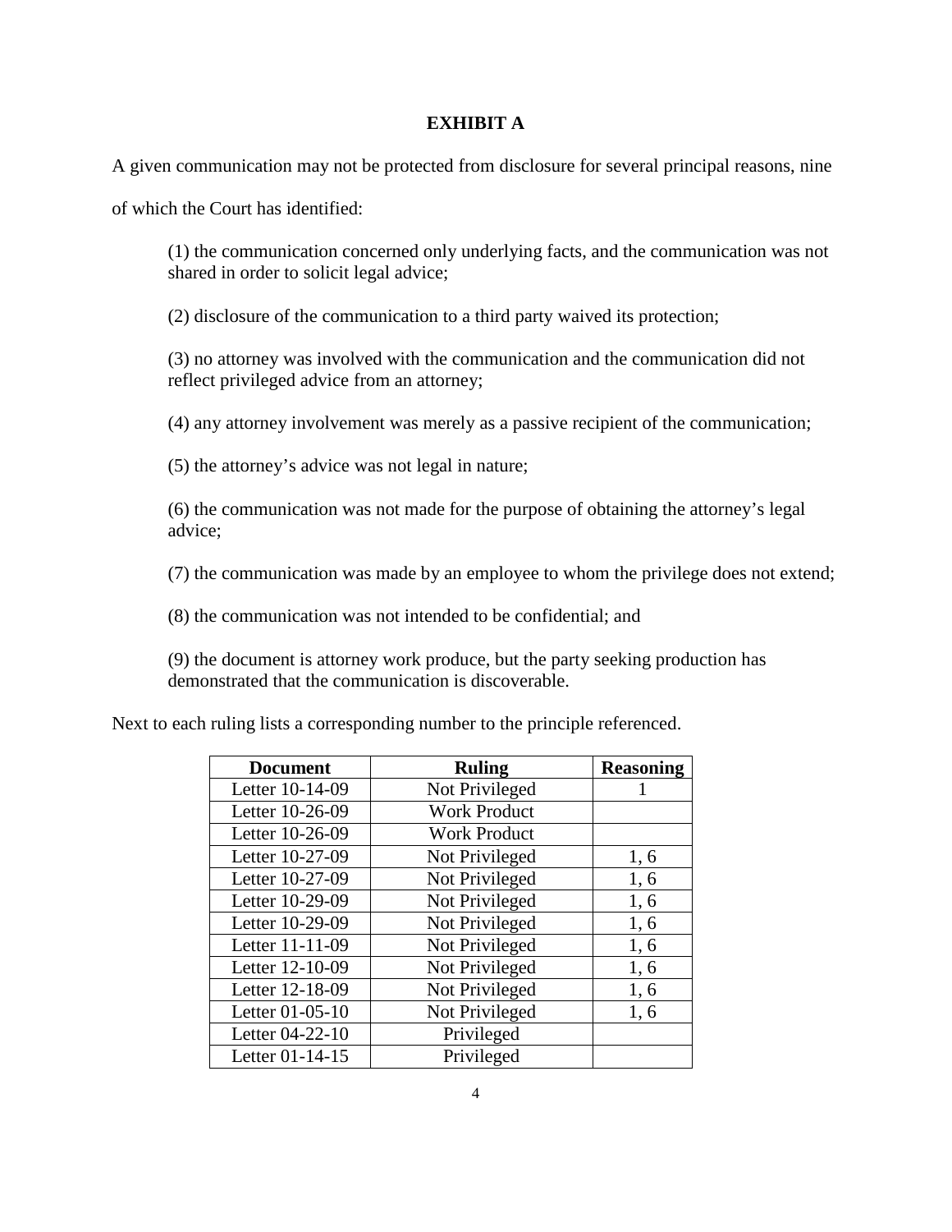**EXHIBIT A**

A given communication may not be protected from disclosure for several principal reasons, nine of which the Court has identified:

(1) the communication concerned only underlying facts, and the communication was not shared in order to solicit legal advice;

(2) disclosure of the communication to a third party waived its protection;

(3) no attorney was involved with the communication and the communication did not reflect privileged advice from an attorney;

(4) any attorney involvement was merely as a passive recipient of the communication;

(5) the attorney's advice was not legal in nature;

(6) the communication was not made for the purpose of obtaining the attorney's legal advice;

(7) the communication was made by an employee to whom the privilege does not extend;

(8) the communication was not intended to be confidential; and

(9) the document is attorney work produce, but the party seeking production has demonstrated that the communication is discoverable.

Next to each ruling lists a corresponding number to the principle referenced.

| Document | Ruling | Reasoning |
|---|---|---|
| Letter 10-14-09 | Not Privileged | 1 |
| Letter 10-26-09 | Work Product | |
| Letter 10-26-09 | Work Product | |
| Letter 10-27-09 | Not Privileged | 1, 6 |
| Letter 10-27-09 | Not Privileged | 1, 6 |
| Letter 10-29-09 | Not Privileged | 1, 6 |
| Letter 10-29-09 | Not Privileged | 1, 6 |
| Letter 11-11-09 | Not Privileged | 1, 6 |
| Letter 12-10-09 | Not Privileged | 1, 6 |
| Letter 12-18-09 | Not Privileged | 1, 6 |
| Letter 01-05-10 | Not Privileged | 1, 6 |
| Letter 04-22-10 | Privileged | |
| Letter 01-14-15 | Privileged | |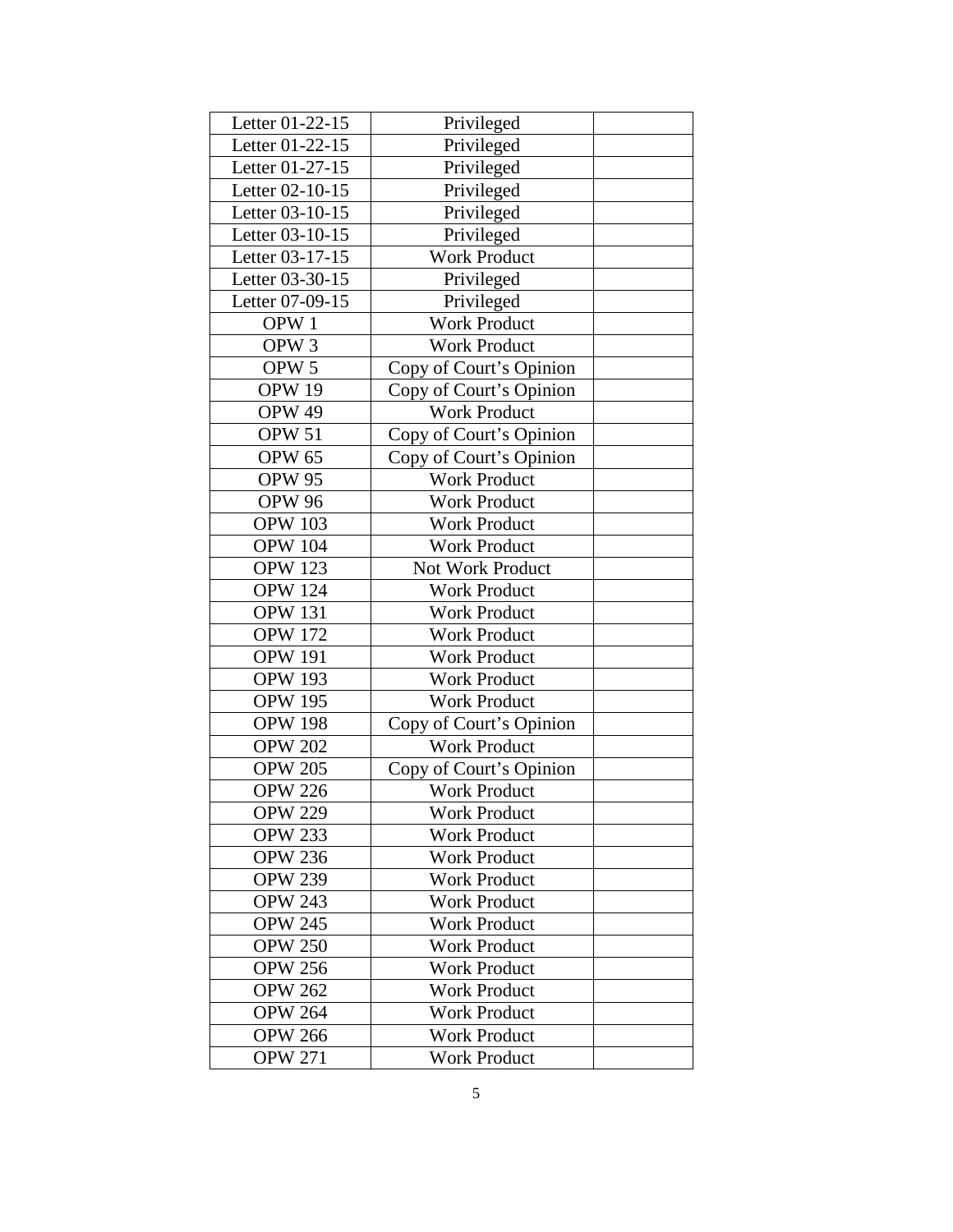| Letter 01-22-15 | Privileged | |
|---|---|---|
| Letter 01-22-15 | Privileged | |
| Letter 01-27-15 | Privileged | |
| Letter 02-10-15 | Privileged | |
| Letter 03-10-15 | Privileged | |
| Letter 03-10-15 | Privileged | |
| Letter 03-17-15 | Work Product | |
| Letter 03-30-15 | Privileged | |
| Letter 07-09-15 | Privileged | |
| OPW 1 | Work Product | |
| OPW 3 | Work Product | |
| OPW 5 | Copy of Court's Opinion | |
| OPW 19 | Copy of Court's Opinion | |
| OPW 49 | Work Product | |
| OPW 51 | Copy of Court's Opinion | |
| OPW 65 | Copy of Court's Opinion | |
| OPW 95 | Work Product | |
| OPW 96 | Work Product | |
| OPW 103 | Work Product | |
| OPW 104 | Work Product | |
| OPW 123 | Not Work Product | |
| OPW 124 | Work Product | |
| OPW 131 | Work Product | |
| OPW 172 | Work Product | |
| OPW 191 | Work Product | |
| OPW 193 | Work Product | |
| OPW 195 | Work Product | |
| OPW 198 | Copy of Court's Opinion | |
| OPW 202 | Work Product | |
| OPW 205 | Copy of Court's Opinion | |
| OPW 226 | Work Product | |
| OPW 229 | Work Product | |
| OPW 233 | Work Product | |
| OPW 236 | Work Product | |
| OPW 239 | Work Product | |
| OPW 243 | Work Product | |
| OPW 245 | Work Product | |
| OPW 250 | Work Product | |
| OPW 256 | Work Product | |
| OPW 262 | Work Product | |
| OPW 264 | Work Product | |
| OPW 266 | Work Product | |
| OPW 271 | Work Product | |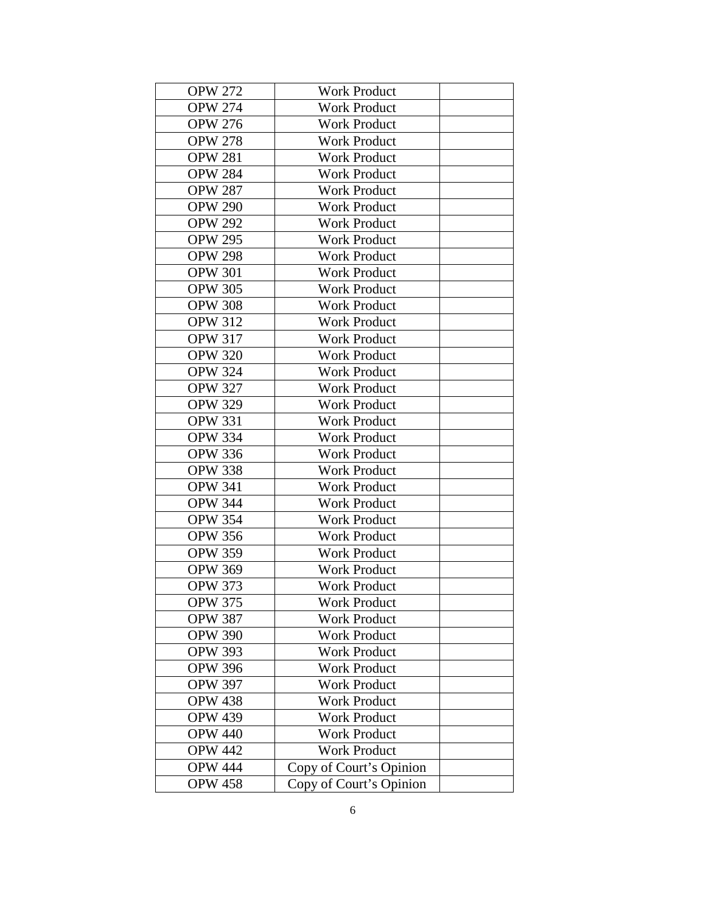| | | |
|---|---|---|
| OPW 272 | Work Product | |
| OPW 274 | Work Product | |
| OPW 276 | Work Product | |
| OPW 278 | Work Product | |
| OPW 281 | Work Product | |
| OPW 284 | Work Product | |
| OPW 287 | Work Product | |
| OPW 290 | Work Product | |
| OPW 292 | Work Product | |
| OPW 295 | Work Product | |
| OPW 298 | Work Product | |
| OPW 301 | Work Product | |
| OPW 305 | Work Product | |
| OPW 308 | Work Product | |
| OPW 312 | Work Product | |
| OPW 317 | Work Product | |
| OPW 320 | Work Product | |
| OPW 324 | Work Product | |
| OPW 327 | Work Product | |
| OPW 329 | Work Product | |
| OPW 331 | Work Product | |
| OPW 334 | Work Product | |
| OPW 336 | Work Product | |
| OPW 338 | Work Product | |
| OPW 341 | Work Product | |
| OPW 344 | Work Product | |
| OPW 354 | Work Product | |
| OPW 356 | Work Product | |
| OPW 359 | Work Product | |
| OPW 369 | Work Product | |
| OPW 373 | Work Product | |
| OPW 375 | Work Product | |
| OPW 387 | Work Product | |
| OPW 390 | Work Product | |
| OPW 393 | Work Product | |
| OPW 396 | Work Product | |
| OPW 397 | Work Product | |
| OPW 438 | Work Product | |
| OPW 439 | Work Product | |
| OPW 440 | Work Product | |
| OPW 442 | Work Product | |
| OPW 444 | Copy of Court's Opinion | |
| OPW 458 | Copy of Court's Opinion | |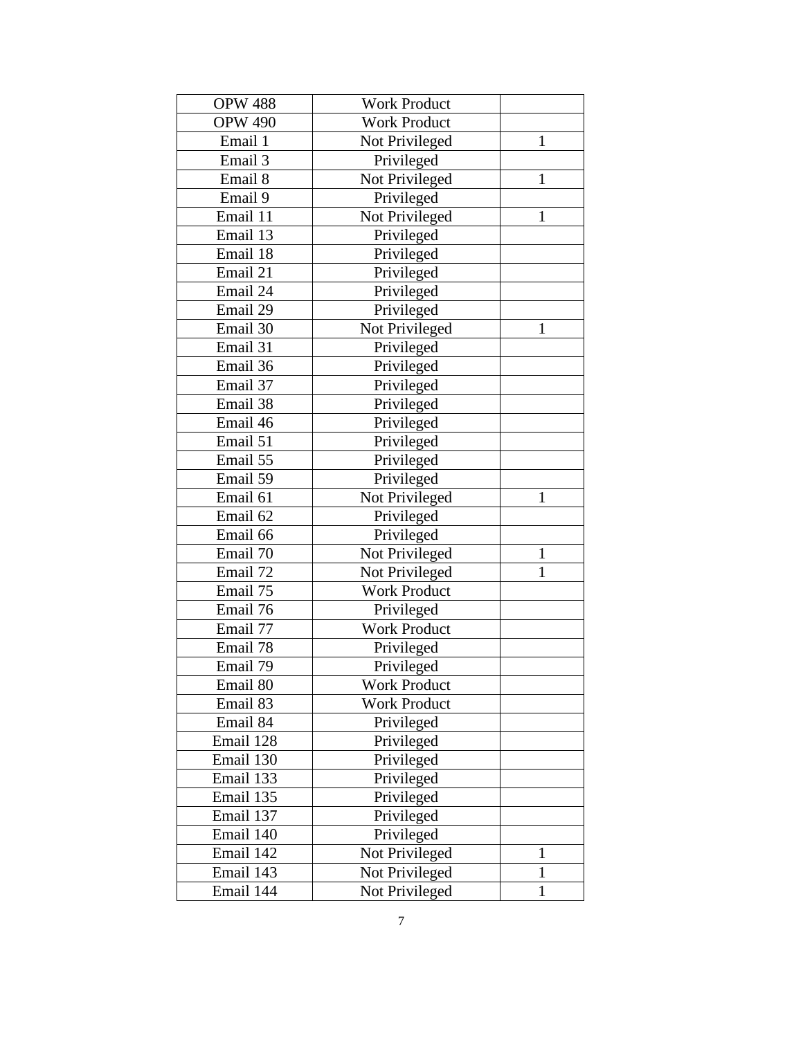| | | |
|---|---|---|
| OPW 488 | Work Product | |
| OPW 490 | Work Product | |
| Email 1 | Not Privileged | 1 |
| Email 3 | Privileged | |
| Email 8 | Not Privileged | 1 |
| Email 9 | Privileged | |
| Email 11 | Not Privileged | 1 |
| Email 13 | Privileged | |
| Email 18 | Privileged | |
| Email 21 | Privileged | |
| Email 24 | Privileged | |
| Email 29 | Privileged | |
| Email 30 | Not Privileged | 1 |
| Email 31 | Privileged | |
| Email 36 | Privileged | |
| Email 37 | Privileged | |
| Email 38 | Privileged | |
| Email 46 | Privileged | |
| Email 51 | Privileged | |
| Email 55 | Privileged | |
| Email 59 | Privileged | |
| Email 61 | Not Privileged | 1 |
| Email 62 | Privileged | |
| Email 66 | Privileged | |
| Email 70 | Not Privileged | 1 |
| Email 72 | Not Privileged | 1 |
| Email 75 | Work Product | |
| Email 76 | Privileged | |
| Email 77 | Work Product | |
| Email 78 | Privileged | |
| Email 79 | Privileged | |
| Email 80 | Work Product | |
| Email 83 | Work Product | |
| Email 84 | Privileged | |
| Email 128 | Privileged | |
| Email 130 | Privileged | |
| Email 133 | Privileged | |
| Email 135 | Privileged | |
| Email 137 | Privileged | |
| Email 140 | Privileged | |
| Email 142 | Not Privileged | 1 |
| Email 143 | Not Privileged | 1 |
| Email 144 | Not Privileged | 1 |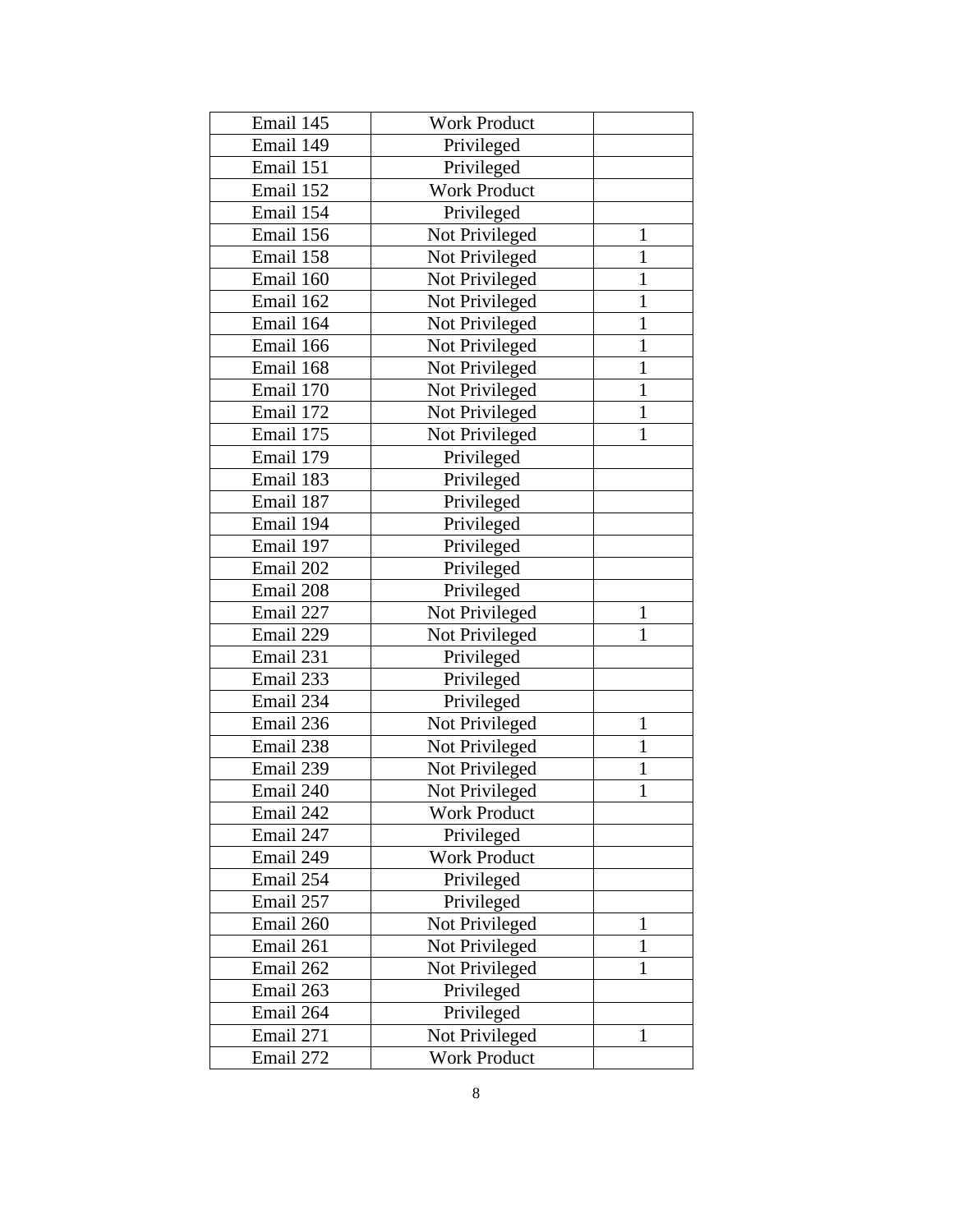| | | |
|---|---|---|
| Email 145 | Work Product | |
| Email 149 | Privileged | |
| Email 151 | Privileged | |
| Email 152 | Work Product | |
| Email 154 | Privileged | |
| Email 156 | Not Privileged | 1 |
| Email 158 | Not Privileged | 1 |
| Email 160 | Not Privileged | 1 |
| Email 162 | Not Privileged | 1 |
| Email 164 | Not Privileged | 1 |
| Email 166 | Not Privileged | 1 |
| Email 168 | Not Privileged | 1 |
| Email 170 | Not Privileged | 1 |
| Email 172 | Not Privileged | 1 |
| Email 175 | Not Privileged | 1 |
| Email 179 | Privileged | |
| Email 183 | Privileged | |
| Email 187 | Privileged | |
| Email 194 | Privileged | |
| Email 197 | Privileged | |
| Email 202 | Privileged | |
| Email 208 | Privileged | |
| Email 227 | Not Privileged | 1 |
| Email 229 | Not Privileged | 1 |
| Email 231 | Privileged | |
| Email 233 | Privileged | |
| Email 234 | Privileged | |
| Email 236 | Not Privileged | 1 |
| Email 238 | Not Privileged | 1 |
| Email 239 | Not Privileged | 1 |
| Email 240 | Not Privileged | 1 |
| Email 242 | Work Product | |
| Email 247 | Privileged | |
| Email 249 | Work Product | |
| Email 254 | Privileged | |
| Email 257 | Privileged | |
| Email 260 | Not Privileged | 1 |
| Email 261 | Not Privileged | 1 |
| Email 262 | Not Privileged | 1 |
| Email 263 | Privileged | |
| Email 264 | Privileged | |
| Email 271 | Not Privileged | 1 |
| Email 272 | Work Product | |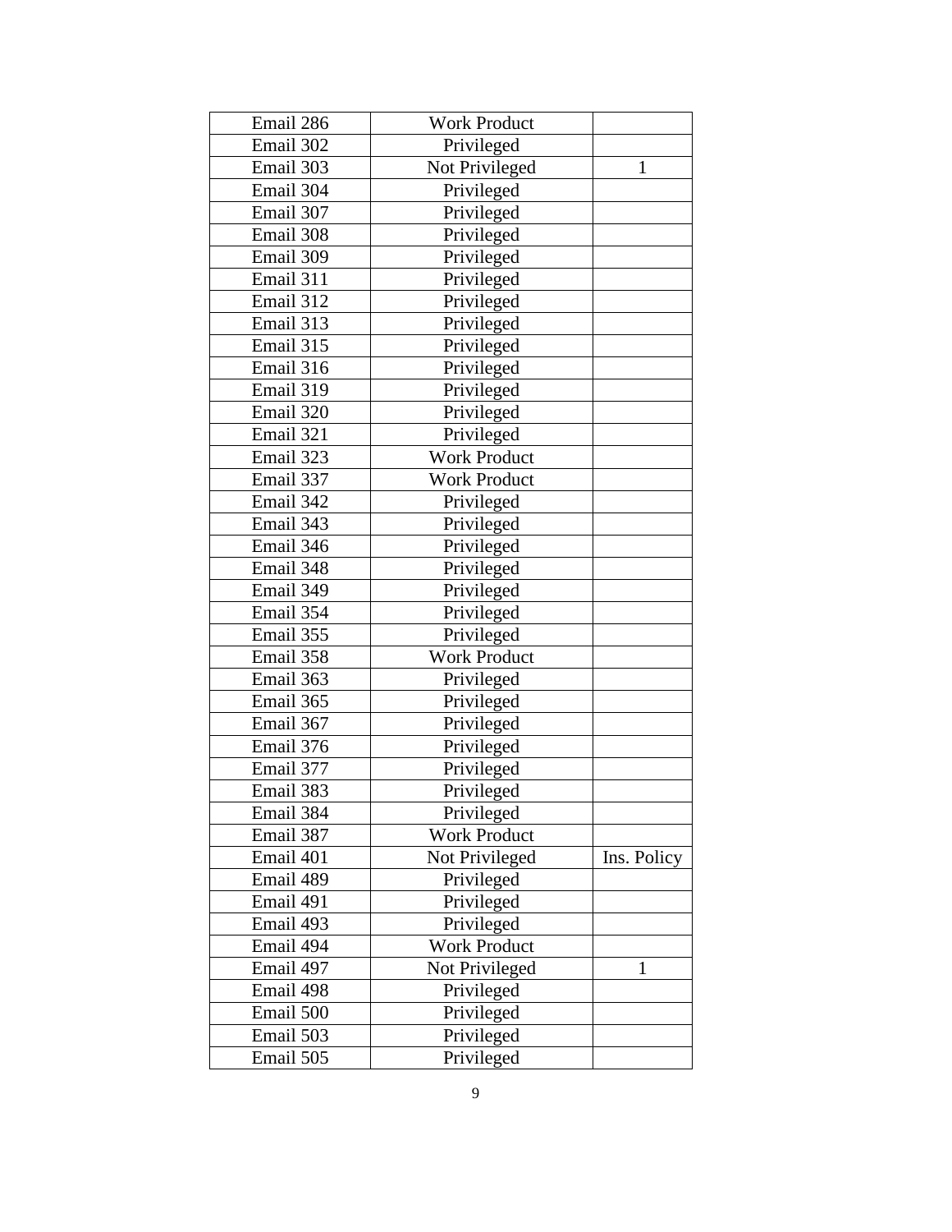| Email 286 | Work Product | |
|---|---|---|
| Email 302 | Privileged | |
| Email 303 | Not Privileged | 1 |
| Email 304 | Privileged | |
| Email 307 | Privileged | |
| Email 308 | Privileged | |
| Email 309 | Privileged | |
| Email 311 | Privileged | |
| Email 312 | Privileged | |
| Email 313 | Privileged | |
| Email 315 | Privileged | |
| Email 316 | Privileged | |
| Email 319 | Privileged | |
| Email 320 | Privileged | |
| Email 321 | Privileged | |
| Email 323 | Work Product | |
| Email 337 | Work Product | |
| Email 342 | Privileged | |
| Email 343 | Privileged | |
| Email 346 | Privileged | |
| Email 348 | Privileged | |
| Email 349 | Privileged | |
| Email 354 | Privileged | |
| Email 355 | Privileged | |
| Email 358 | Work Product | |
| Email 363 | Privileged | |
| Email 365 | Privileged | |
| Email 367 | Privileged | |
| Email 376 | Privileged | |
| Email 377 | Privileged | |
| Email 383 | Privileged | |
| Email 384 | Privileged | |
| Email 387 | Work Product | |
| Email 401 | Not Privileged | Ins. Policy |
| Email 489 | Privileged | |
| Email 491 | Privileged | |
| Email 493 | Privileged | |
| Email 494 | Work Product | |
| Email 497 | Not Privileged | 1 |
| Email 498 | Privileged | |
| Email 500 | Privileged | |
| Email 503 | Privileged | |
| Email 505 | Privileged | |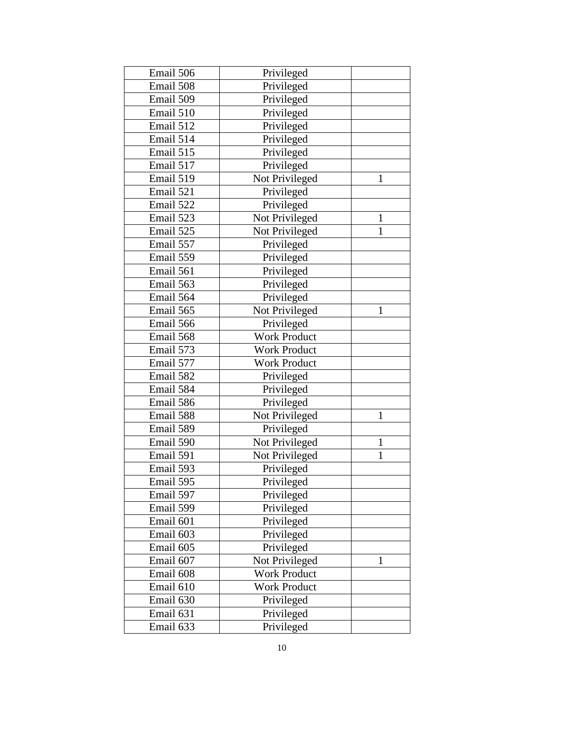| | | |
|---|---|---|
| Email 506 | Privileged | |
| Email 508 | Privileged | |
| Email 509 | Privileged | |
| Email 510 | Privileged | |
| Email 512 | Privileged | |
| Email 514 | Privileged | |
| Email 515 | Privileged | |
| Email 517 | Privileged | |
| Email 519 | Not Privileged | 1 |
| Email 521 | Privileged | |
| Email 522 | Privileged | |
| Email 523 | Not Privileged | 1 |
| Email 525 | Not Privileged | 1 |
| Email 557 | Privileged | |
| Email 559 | Privileged | |
| Email 561 | Privileged | |
| Email 563 | Privileged | |
| Email 564 | Privileged | |
| Email 565 | Not Privileged | 1 |
| Email 566 | Privileged | |
| Email 568 | Work Product | |
| Email 573 | Work Product | |
| Email 577 | Work Product | |
| Email 582 | Privileged | |
| Email 584 | Privileged | |
| Email 586 | Privileged | |
| Email 588 | Not Privileged | 1 |
| Email 589 | Privileged | |
| Email 590 | Not Privileged | 1 |
| Email 591 | Not Privileged | 1 |
| Email 593 | Privileged | |
| Email 595 | Privileged | |
| Email 597 | Privileged | |
| Email 599 | Privileged | |
| Email 601 | Privileged | |
| Email 603 | Privileged | |
| Email 605 | Privileged | |
| Email 607 | Not Privileged | 1 |
| Email 608 | Work Product | |
| Email 610 | Work Product | |
| Email 630 | Privileged | |
| Email 631 | Privileged | |
| Email 633 | Privileged | |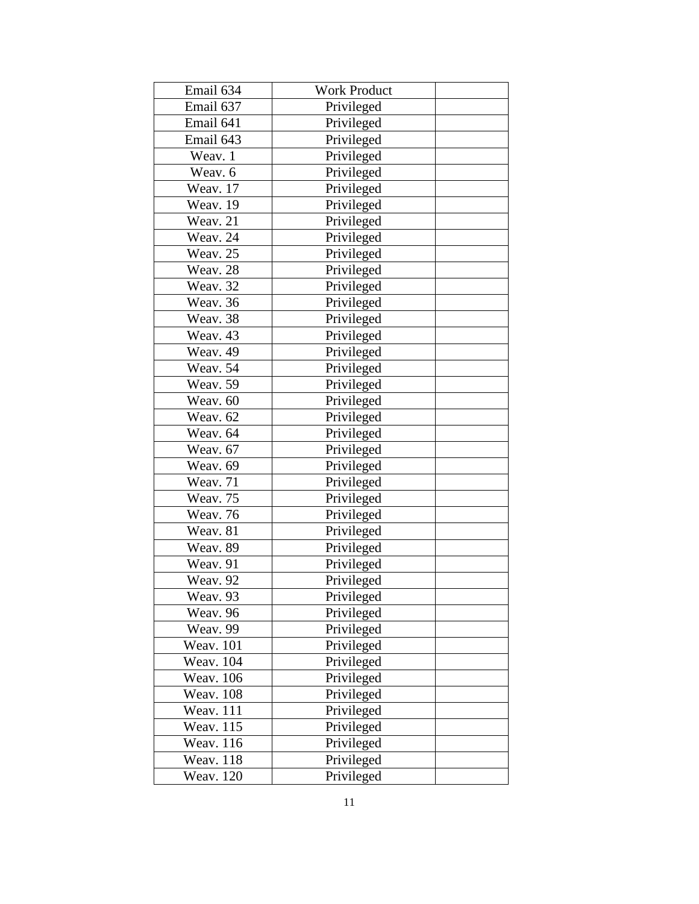| | | |
|---|---|---|
| Email 634 | Work Product | |
| Email 637 | Privileged | |
| Email 641 | Privileged | |
| Email 643 | Privileged | |
| Weav. 1 | Privileged | |
| Weav. 6 | Privileged | |
| Weav. 17 | Privileged | |
| Weav. 19 | Privileged | |
| Weav. 21 | Privileged | |
| Weav. 24 | Privileged | |
| Weav. 25 | Privileged | |
| Weav. 28 | Privileged | |
| Weav. 32 | Privileged | |
| Weav. 36 | Privileged | |
| Weav. 38 | Privileged | |
| Weav. 43 | Privileged | |
| Weav. 49 | Privileged | |
| Weav. 54 | Privileged | |
| Weav. 59 | Privileged | |
| Weav. 60 | Privileged | |
| Weav. 62 | Privileged | |
| Weav. 64 | Privileged | |
| Weav. 67 | Privileged | |
| Weav. 69 | Privileged | |
| Weav. 71 | Privileged | |
| Weav. 75 | Privileged | |
| Weav. 76 | Privileged | |
| Weav. 81 | Privileged | |
| Weav. 89 | Privileged | |
| Weav. 91 | Privileged | |
| Weav. 92 | Privileged | |
| Weav. 93 | Privileged | |
| Weav. 96 | Privileged | |
| Weav. 99 | Privileged | |
| Weav. 101 | Privileged | |
| Weav. 104 | Privileged | |
| Weav. 106 | Privileged | |
| Weav. 108 | Privileged | |
| Weav. 111 | Privileged | |
| Weav. 115 | Privileged | |
| Weav. 116 | Privileged | |
| Weav. 118 | Privileged | |
| Weav. 120 | Privileged | |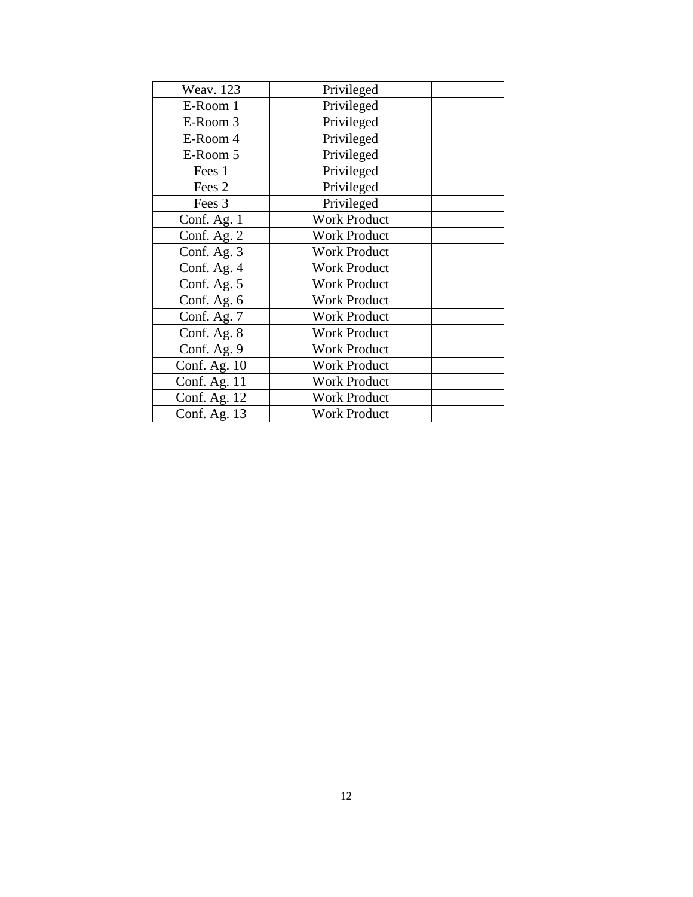| | | |
|---|---|---|
| Weav. 123 | Privileged | |
| E-Room 1 | Privileged | |
| E-Room 3 | Privileged | |
| E-Room 4 | Privileged | |
| E-Room 5 | Privileged | |
| Fees 1 | Privileged | |
| Fees 2 | Privileged | |
| Fees 3 | Privileged | |
| Conf. Ag. 1 | Work Product | |
| Conf. Ag. 2 | Work Product | |
| Conf. Ag. 3 | Work Product | |
| Conf. Ag. 4 | Work Product | |
| Conf. Ag. 5 | Work Product | |
| Conf. Ag. 6 | Work Product | |
| Conf. Ag. 7 | Work Product | |
| Conf. Ag. 8 | Work Product | |
| Conf. Ag. 9 | Work Product | |
| Conf. Ag. 10 | Work Product | |
| Conf. Ag. 11 | Work Product | |
| Conf. Ag. 12 | Work Product | |
| Conf. Ag. 13 | Work Product | |